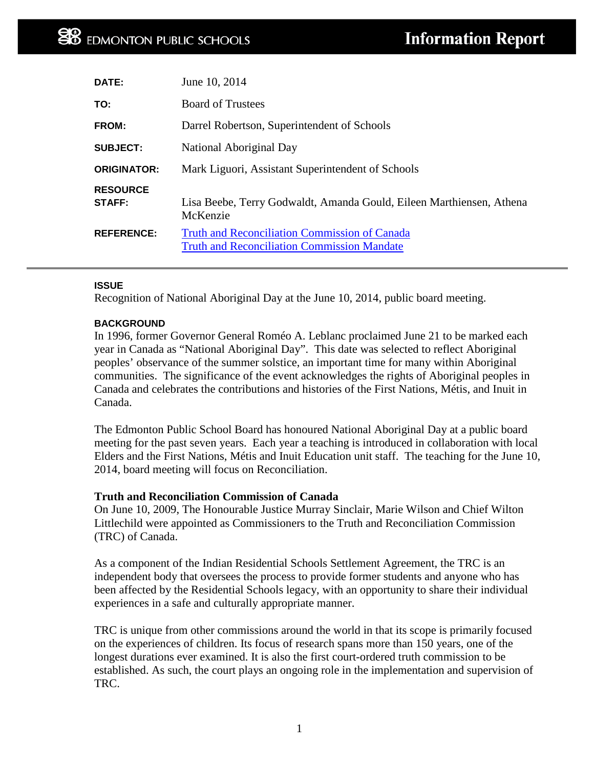**EDMONTON PUBLIC SCHOOLS** — **Information Report**

| | |
|---|---|
| **DATE:** | June 10, 2014 |
| **TO:** | Board of Trustees |
| **FROM:** | Darrel Robertson, Superintendent of Schools |
| **SUBJECT:** | National Aboriginal Day |
| **ORIGINATOR:** | Mark Liguori, Assistant Superintendent of Schools |
| **RESOURCE STAFF:** | Lisa Beebe, Terry Godwaldt, Amanda Gould, Eileen Marthiensen, Athena McKenzie |
| **REFERENCE:** | [Truth and Reconciliation Commission of Canada]<br>[Truth and Reconciliation Commission Mandate] |

---

**ISSUE**

Recognition of National Aboriginal Day at the June 10, 2014, public board meeting.

**BACKGROUND**

In 1996, former Governor General Roméo A. Leblanc proclaimed June 21 to be marked each year in Canada as "National Aboriginal Day". This date was selected to reflect Aboriginal peoples' observance of the summer solstice, an important time for many within Aboriginal communities. The significance of the event acknowledges the rights of Aboriginal peoples in Canada and celebrates the contributions and histories of the First Nations, Métis, and Inuit in Canada.

The Edmonton Public School Board has honoured National Aboriginal Day at a public board meeting for the past seven years. Each year a teaching is introduced in collaboration with local Elders and the First Nations, Métis and Inuit Education unit staff. The teaching for the June 10, 2014, board meeting will focus on Reconciliation.

**Truth and Reconciliation Commission of Canada**

On June 10, 2009, The Honourable Justice Murray Sinclair, Marie Wilson and Chief Wilton Littlechild were appointed as Commissioners to the Truth and Reconciliation Commission (TRC) of Canada.

As a component of the Indian Residential Schools Settlement Agreement, the TRC is an independent body that oversees the process to provide former students and anyone who has been affected by the Residential Schools legacy, with an opportunity to share their individual experiences in a safe and culturally appropriate manner.

TRC is unique from other commissions around the world in that its scope is primarily focused on the experiences of children. Its focus of research spans more than 150 years, one of the longest durations ever examined. It is also the first court-ordered truth commission to be established. As such, the court plays an ongoing role in the implementation and supervision of TRC.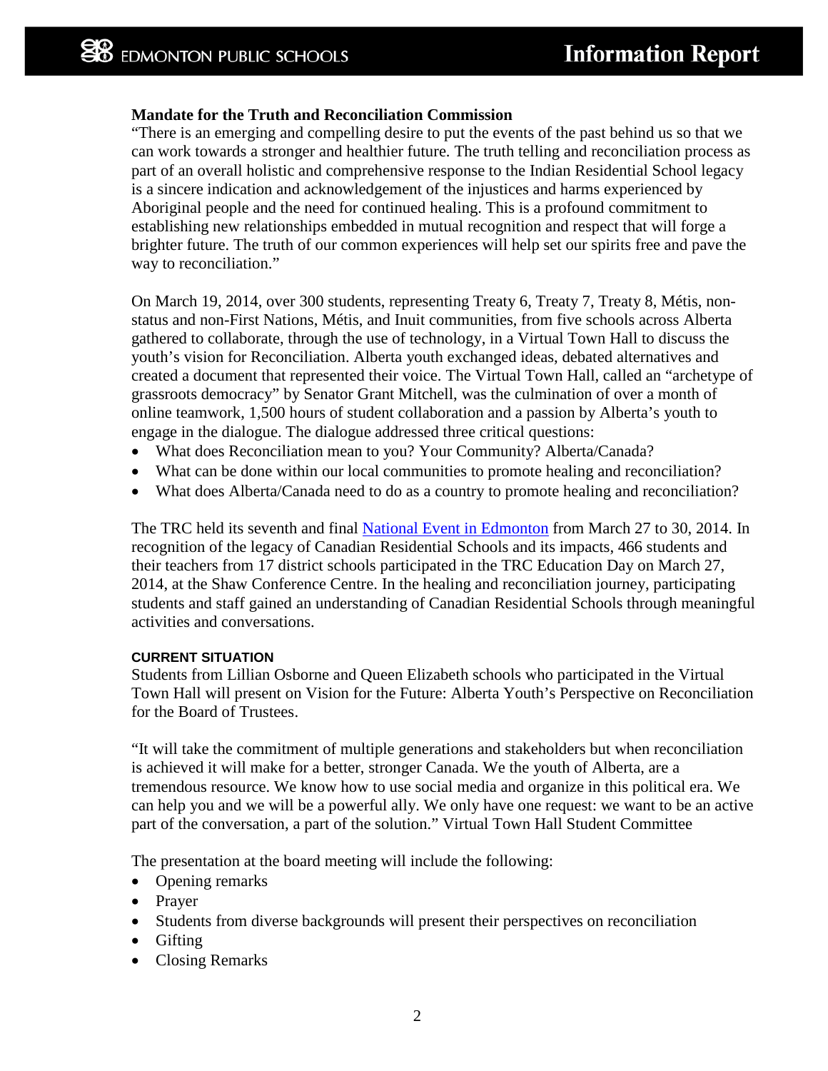**Mandate for the Truth and Reconciliation Commission**

"There is an emerging and compelling desire to put the events of the past behind us so that we can work towards a stronger and healthier future. The truth telling and reconciliation process as part of an overall holistic and comprehensive response to the Indian Residential School legacy is a sincere indication and acknowledgement of the injustices and harms experienced by Aboriginal people and the need for continued healing. This is a profound commitment to establishing new relationships embedded in mutual recognition and respect that will forge a brighter future. The truth of our common experiences will help set our spirits free and pave the way to reconciliation."

On March 19, 2014, over 300 students, representing Treaty 6, Treaty 7, Treaty 8, Métis, non-status and non-First Nations, Métis, and Inuit communities, from five schools across Alberta gathered to collaborate, through the use of technology, in a Virtual Town Hall to discuss the youth's vision for Reconciliation. Alberta youth exchanged ideas, debated alternatives and created a document that represented their voice. The Virtual Town Hall, called an "archetype of grassroots democracy" by Senator Grant Mitchell, was the culmination of over a month of online teamwork, 1,500 hours of student collaboration and a passion by Alberta's youth to engage in the dialogue. The dialogue addressed three critical questions:

- What does Reconciliation mean to you? Your Community? Alberta/Canada?
- What can be done within our local communities to promote healing and reconciliation?
- What does Alberta/Canada need to do as a country to promote healing and reconciliation?

The TRC held its seventh and final National Event in Edmonton from March 27 to 30, 2014. In recognition of the legacy of Canadian Residential Schools and its impacts, 466 students and their teachers from 17 district schools participated in the TRC Education Day on March 27, 2014, at the Shaw Conference Centre. In the healing and reconciliation journey, participating students and staff gained an understanding of Canadian Residential Schools through meaningful activities and conversations.

**CURRENT SITUATION**

Students from Lillian Osborne and Queen Elizabeth schools who participated in the Virtual Town Hall will present on Vision for the Future: Alberta Youth's Perspective on Reconciliation for the Board of Trustees.

"It will take the commitment of multiple generations and stakeholders but when reconciliation is achieved it will make for a better, stronger Canada. We the youth of Alberta, are a tremendous resource. We know how to use social media and organize in this political era. We can help you and we will be a powerful ally. We only have one request: we want to be an active part of the conversation, a part of the solution." Virtual Town Hall Student Committee

The presentation at the board meeting will include the following:

- Opening remarks
- Prayer
- Students from diverse backgrounds will present their perspectives on reconciliation
- Gifting
- Closing Remarks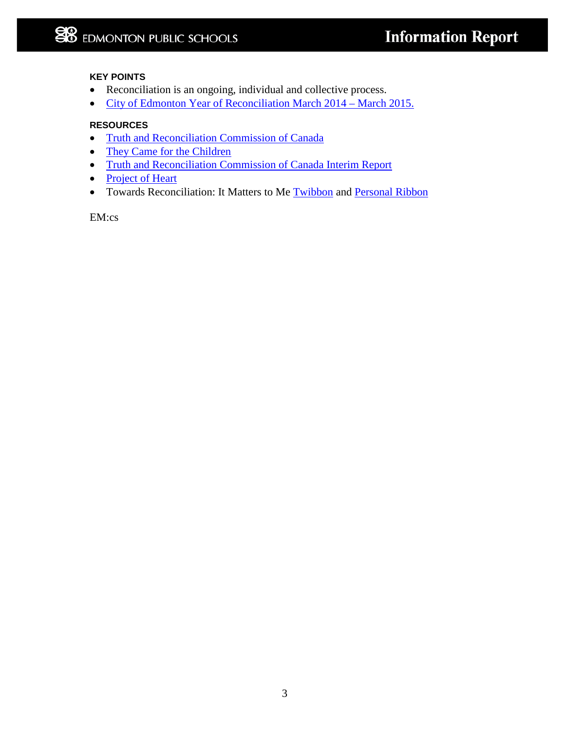**KEY POINTS**

- Reconciliation is an ongoing, individual and collective process.
- City of Edmonton Year of Reconciliation March 2014 – March 2015.

**RESOURCES**

- Truth and Reconciliation Commission of Canada
- They Came for the Children
- Truth and Reconciliation Commission of Canada Interim Report
- Project of Heart
- Towards Reconciliation: It Matters to Me Twibbon and Personal Ribbon

EM:cs